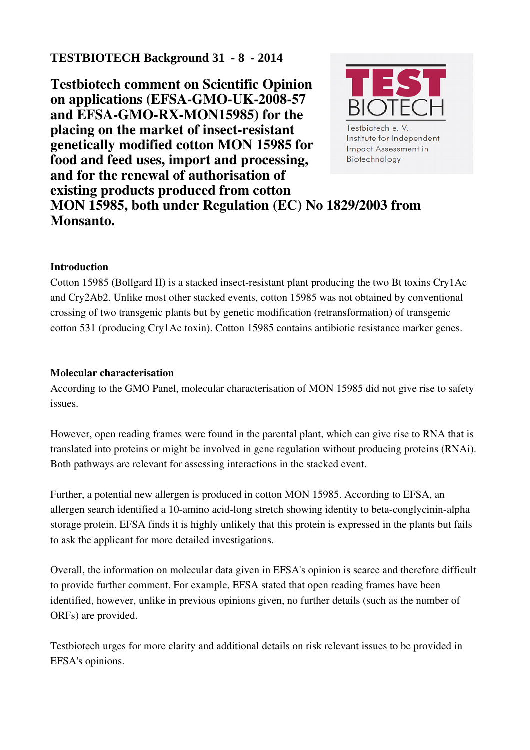TESTBIOTECH Background 31 - 8 - 2014

# Testbiotech comment on Scientific Opinion on applications (EFSA-GMO-UK-2008-57 and EFSA-GMO-RX-MON15985) for the placing on the market of insect-resistant genetically modified cotton MON 15985 for food and feed uses, import and processing, and for the renewal of authorisation of existing products produced from cotton MON 15985, both under Regulation (EC) No 1829/2003 from Monsanto.

TEST BIOTECH

Testbiotech e. V.
Institute for Independent Impact Assessment in Biotechnology

## Introduction

Cotton 15985 (Bollgard II) is a stacked insect-resistant plant producing the two Bt toxins Cry1Ac and Cry2Ab2. Unlike most other stacked events, cotton 15985 was not obtained by conventional crossing of two transgenic plants but by genetic modification (retransformation) of transgenic cotton 531 (producing Cry1Ac toxin). Cotton 15985 contains antibiotic resistance marker genes.

## Molecular characterisation

According to the GMO Panel, molecular characterisation of MON 15985 did not give rise to safety issues.

However, open reading frames were found in the parental plant, which can give rise to RNA that is translated into proteins or might be involved in gene regulation without producing proteins (RNAi). Both pathways are relevant for assessing interactions in the stacked event.

Further, a potential new allergen is produced in cotton MON 15985. According to EFSA, an allergen search identified a 10-amino acid-long stretch showing identity to beta-conglycinin-alpha storage protein. EFSA finds it is highly unlikely that this protein is expressed in the plants but fails to ask the applicant for more detailed investigations.

Overall, the information on molecular data given in EFSA's opinion is scarce and therefore difficult to provide further comment. For example, EFSA stated that open reading frames have been identified, however, unlike in previous opinions given, no further details (such as the number of ORFs) are provided.

Testbiotech urges for more clarity and additional details on risk relevant issues to be provided in EFSA's opinions.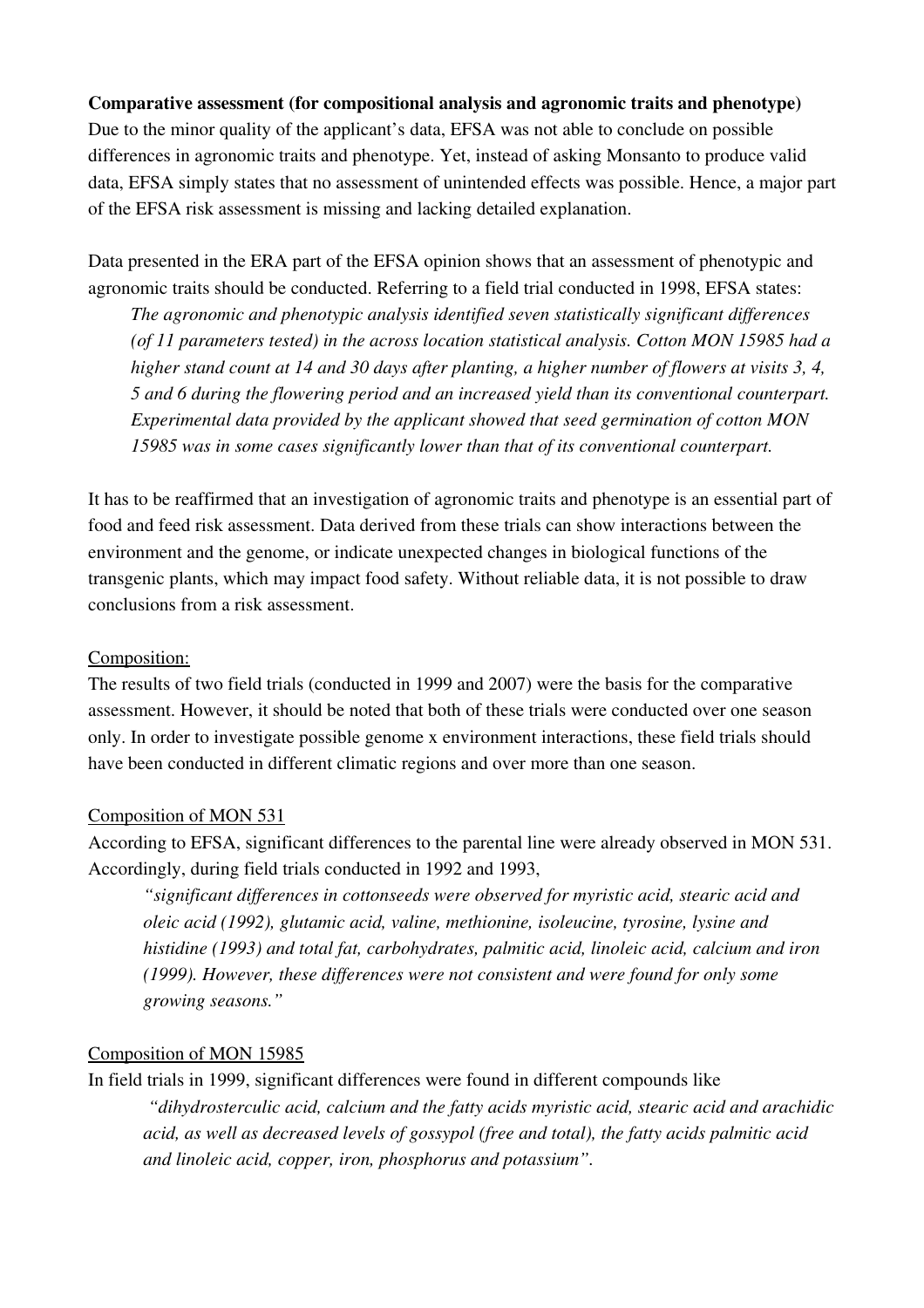**Comparative assessment (for compositional analysis and agronomic traits and phenotype)**

Due to the minor quality of the applicant's data, EFSA was not able to conclude on possible differences in agronomic traits and phenotype. Yet, instead of asking Monsanto to produce valid data, EFSA simply states that no assessment of unintended effects was possible. Hence, a major part of the EFSA risk assessment is missing and lacking detailed explanation.

Data presented in the ERA part of the EFSA opinion shows that an assessment of phenotypic and agronomic traits should be conducted. Referring to a field trial conducted in 1998, EFSA states:

> *The agronomic and phenotypic analysis identified seven statistically significant differences (of 11 parameters tested) in the across location statistical analysis. Cotton MON 15985 had a higher stand count at 14 and 30 days after planting, a higher number of flowers at visits 3, 4, 5 and 6 during the flowering period and an increased yield than its conventional counterpart. Experimental data provided by the applicant showed that seed germination of cotton MON 15985 was in some cases significantly lower than that of its conventional counterpart.*

It has to be reaffirmed that an investigation of agronomic traits and phenotype is an essential part of food and feed risk assessment. Data derived from these trials can show interactions between the environment and the genome, or indicate unexpected changes in biological functions of the transgenic plants, which may impact food safety. Without reliable data, it is not possible to draw conclusions from a risk assessment.

<u>Composition:</u>

The results of two field trials (conducted in 1999 and 2007) were the basis for the comparative assessment. However, it should be noted that both of these trials were conducted over one season only. In order to investigate possible genome x environment interactions, these field trials should have been conducted in different climatic regions and over more than one season.

<u>Composition of MON 531</u>

According to EFSA, significant differences to the parental line were already observed in MON 531. Accordingly, during field trials conducted in 1992 and 1993,

> *"significant differences in cottonseeds were observed for myristic acid, stearic acid and oleic acid (1992), glutamic acid, valine, methionine, isoleucine, tyrosine, lysine and histidine (1993) and total fat, carbohydrates, palmitic acid, linoleic acid, calcium and iron (1999). However, these differences were not consistent and were found for only some growing seasons."*

<u>Composition of MON 15985</u>

In field trials in 1999, significant differences were found in different compounds like

> *"dihydrosterculic acid, calcium and the fatty acids myristic acid, stearic acid and arachidic acid, as well as decreased levels of gossypol (free and total), the fatty acids palmitic acid and linoleic acid, copper, iron, phosphorus and potassium".*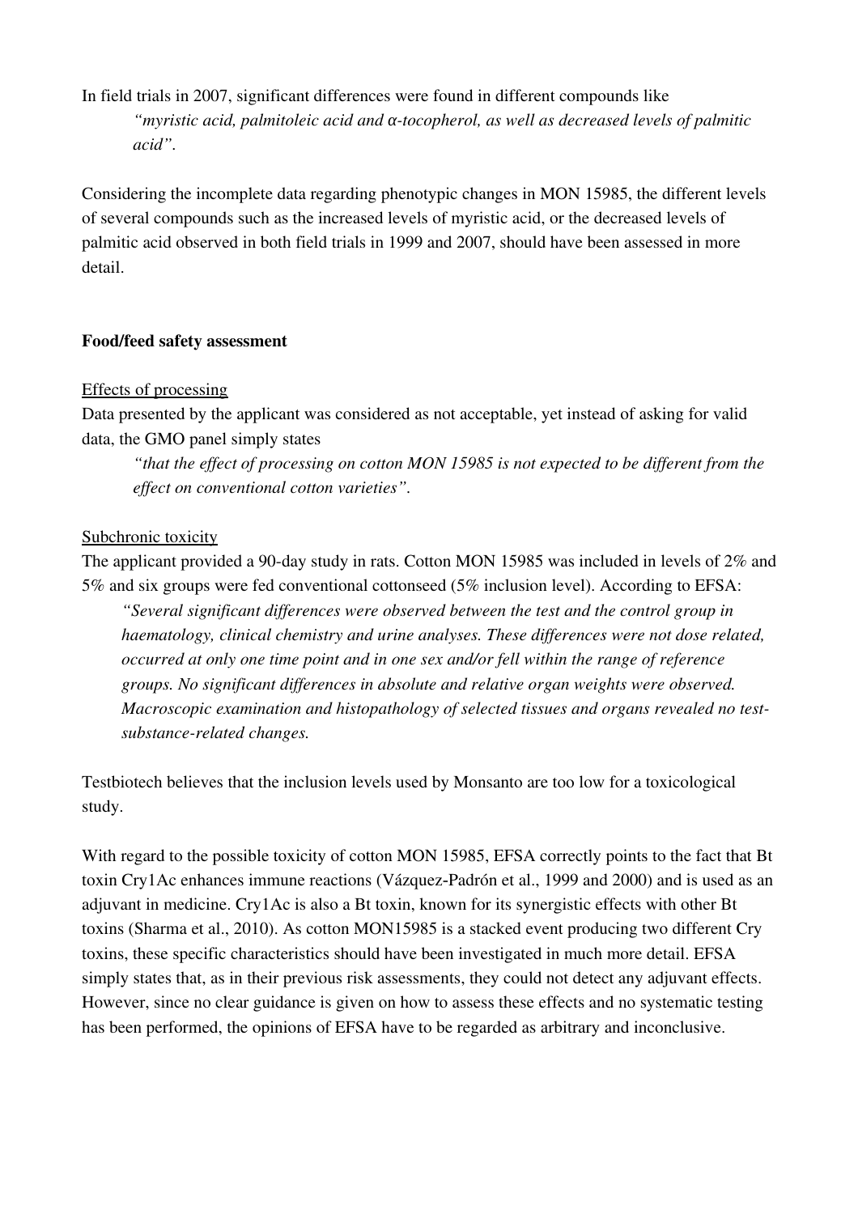In field trials in 2007, significant differences were found in different compounds like

> *"myristic acid, palmitoleic acid and α-tocopherol, as well as decreased levels of palmitic acid".*

Considering the incomplete data regarding phenotypic changes in MON 15985, the different levels of several compounds such as the increased levels of myristic acid, or the decreased levels of palmitic acid observed in both field trials in 1999 and 2007, should have been assessed in more detail.

**Food/feed safety assessment**

Effects of processing

Data presented by the applicant was considered as not acceptable, yet instead of asking for valid data, the GMO panel simply states

> *"that the effect of processing on cotton MON 15985 is not expected to be different from the effect on conventional cotton varieties".*

Subchronic toxicity

The applicant provided a 90-day study in rats. Cotton MON 15985 was included in levels of 2% and 5% and six groups were fed conventional cottonseed (5% inclusion level). According to EFSA:

> *"Several significant differences were observed between the test and the control group in haematology, clinical chemistry and urine analyses. These differences were not dose related, occurred at only one time point and in one sex and/or fell within the range of reference groups. No significant differences in absolute and relative organ weights were observed. Macroscopic examination and histopathology of selected tissues and organs revealed no test-substance-related changes.*

Testbiotech believes that the inclusion levels used by Monsanto are too low for a toxicological study.

With regard to the possible toxicity of cotton MON 15985, EFSA correctly points to the fact that Bt toxin Cry1Ac enhances immune reactions (Vázquez-Padrón et al., 1999 and 2000) and is used as an adjuvant in medicine. Cry1Ac is also a Bt toxin, known for its synergistic effects with other Bt toxins (Sharma et al., 2010). As cotton MON15985 is a stacked event producing two different Cry toxins, these specific characteristics should have been investigated in much more detail. EFSA simply states that, as in their previous risk assessments, they could not detect any adjuvant effects. However, since no clear guidance is given on how to assess these effects and no systematic testing has been performed, the opinions of EFSA have to be regarded as arbitrary and inconclusive.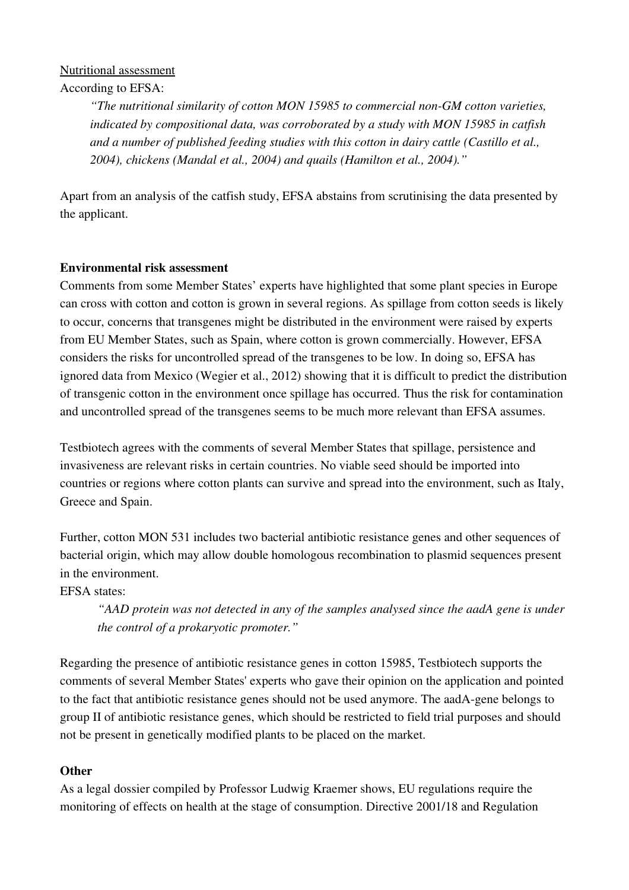Nutritional assessment

According to EFSA:

> *"The nutritional similarity of cotton MON 15985 to commercial non-GM cotton varieties, indicated by compositional data, was corroborated by a study with MON 15985 in catfish and a number of published feeding studies with this cotton in dairy cattle (Castillo et al., 2004), chickens (Mandal et al., 2004) and quails (Hamilton et al., 2004)."*

Apart from an analysis of the catfish study, EFSA abstains from scrutinising the data presented by the applicant.

**Environmental risk assessment**

Comments from some Member States' experts have highlighted that some plant species in Europe can cross with cotton and cotton is grown in several regions. As spillage from cotton seeds is likely to occur, concerns that transgenes might be distributed in the environment were raised by experts from EU Member States, such as Spain, where cotton is grown commercially. However, EFSA considers the risks for uncontrolled spread of the transgenes to be low. In doing so, EFSA has ignored data from Mexico (Wegier et al., 2012) showing that it is difficult to predict the distribution of transgenic cotton in the environment once spillage has occurred. Thus the risk for contamination and uncontrolled spread of the transgenes seems to be much more relevant than EFSA assumes.

Testbiotech agrees with the comments of several Member States that spillage, persistence and invasiveness are relevant risks in certain countries. No viable seed should be imported into countries or regions where cotton plants can survive and spread into the environment, such as Italy, Greece and Spain.

Further, cotton MON 531 includes two bacterial antibiotic resistance genes and other sequences of bacterial origin, which may allow double homologous recombination to plasmid sequences present in the environment.

EFSA states:

> *"AAD protein was not detected in any of the samples analysed since the aadA gene is under the control of a prokaryotic promoter."*

Regarding the presence of antibiotic resistance genes in cotton 15985, Testbiotech supports the comments of several Member States' experts who gave their opinion on the application and pointed to the fact that antibiotic resistance genes should not be used anymore. The aadA-gene belongs to group II of antibiotic resistance genes, which should be restricted to field trial purposes and should not be present in genetically modified plants to be placed on the market.

**Other**

As a legal dossier compiled by Professor Ludwig Kraemer shows, EU regulations require the monitoring of effects on health at the stage of consumption. Directive 2001/18 and Regulation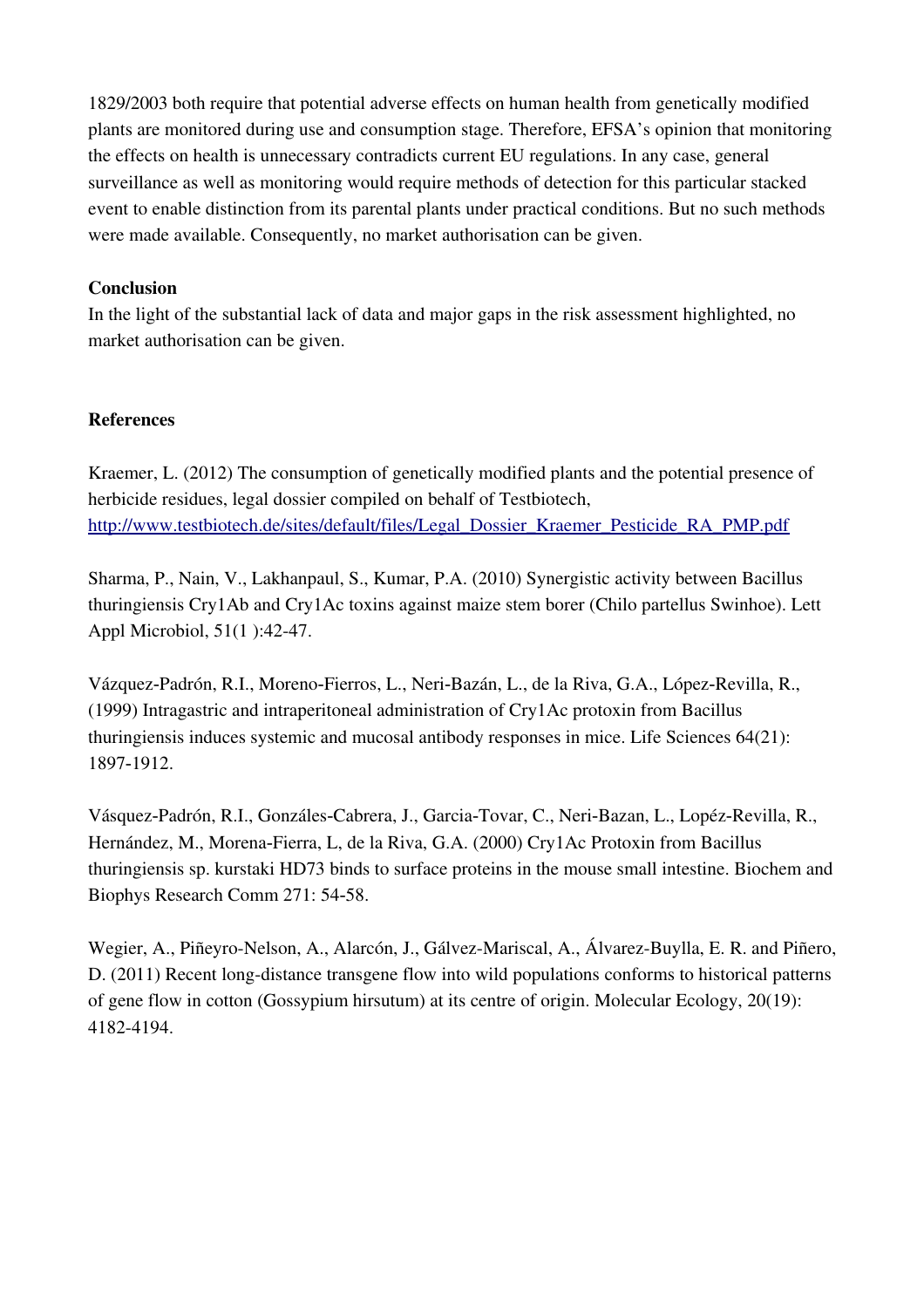1829/2003 both require that potential adverse effects on human health from genetically modified plants are monitored during use and consumption stage. Therefore, EFSA's opinion that monitoring the effects on health is unnecessary contradicts current EU regulations. In any case, general surveillance as well as monitoring would require methods of detection for this particular stacked event to enable distinction from its parental plants under practical conditions. But no such methods were made available. Consequently, no market authorisation can be given.

**Conclusion**

In the light of the substantial lack of data and major gaps in the risk assessment highlighted, no market authorisation can be given.

**References**

Kraemer, L. (2012) The consumption of genetically modified plants and the potential presence of herbicide residues, legal dossier compiled on behalf of Testbiotech, http://www.testbiotech.de/sites/default/files/Legal_Dossier_Kraemer_Pesticide_RA_PMP.pdf

Sharma, P., Nain, V., Lakhanpaul, S., Kumar, P.A. (2010) Synergistic activity between Bacillus thuringiensis Cry1Ab and Cry1Ac toxins against maize stem borer (Chilo partellus Swinhoe). Lett Appl Microbiol, 51(1 ):42-47.

Vázquez-Padrón, R.I., Moreno-Fierros, L., Neri-Bazán, L., de la Riva, G.A., López-Revilla, R., (1999) Intragastric and intraperitoneal administration of Cry1Ac protoxin from Bacillus thuringiensis induces systemic and mucosal antibody responses in mice. Life Sciences 64(21): 1897-1912.

Vásquez-Padrón, R.I., Gonzáles-Cabrera, J., Garcia-Tovar, C., Neri-Bazan, L., Lopéz-Revilla, R., Hernández, M., Morena-Fierra, L, de la Riva, G.A. (2000) Cry1Ac Protoxin from Bacillus thuringiensis sp. kurstaki HD73 binds to surface proteins in the mouse small intestine. Biochem and Biophys Research Comm 271: 54-58.

Wegier, A., Piñeyro-Nelson, A., Alarcón, J., Gálvez-Mariscal, A., Álvarez-Buylla, E. R. and Piñero, D. (2011) Recent long-distance transgene flow into wild populations conforms to historical patterns of gene flow in cotton (Gossypium hirsutum) at its centre of origin. Molecular Ecology, 20(19): 4182-4194.